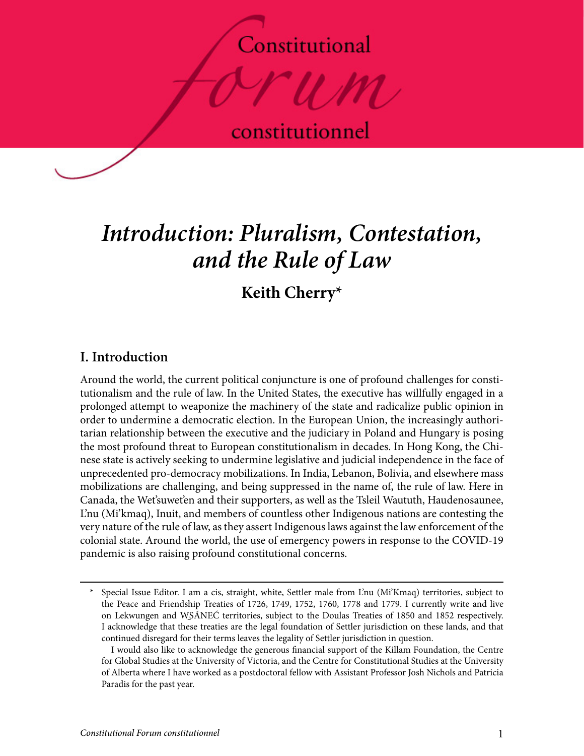# Introduction: Pluralism, Contestation, and the Rule of Law

**Keith Cherry***

## I. Introduction

Around the world, the current political conjuncture is one of profound challenges for constitutionalism and the rule of law. In the United States, the executive has willfully engaged in a prolonged attempt to weaponize the machinery of the state and radicalize public opinion in order to undermine a democratic election. In the European Union, the increasingly authoritarian relationship between the executive and the judiciary in Poland and Hungary is posing the most profound threat to European constitutionalism in decades. In Hong Kong, the Chinese state is actively seeking to undermine legislative and judicial independence in the face of unprecedented pro-democracy mobilizations. In India, Lebanon, Bolivia, and elsewhere mass mobilizations are challenging, and being suppressed in the name of, the rule of law. Here in Canada, the Wet'suwet'en and their supporters, as well as the Tsleil Waututh, Haudenosaunee, L'nu (Mi'kmaq), Inuit, and members of countless other Indigenous nations are contesting the very nature of the rule of law, as they assert Indigenous laws against the law enforcement of the colonial state. Around the world, the use of emergency powers in response to the COVID-19 pandemic is also raising profound constitutional concerns.

---

\* Special Issue Editor. I am a cis, straight, white, Settler male from L'nu (Mi'Kmaq) territories, subject to the Peace and Friendship Treaties of 1726, 1749, 1752, 1760, 1778 and 1779. I currently write and live on Lekwungen and W̱SÁNEĆ territories, subject to the Doulas Treaties of 1850 and 1852 respectively. I acknowledge that these treaties are the legal foundation of Settler jurisdiction on these lands, and that continued disregard for their terms leaves the legality of Settler jurisdiction in question.

I would also like to acknowledge the generous financial support of the Killam Foundation, the Centre for Global Studies at the University of Victoria, and the Centre for Constitutional Studies at the University of Alberta where I have worked as a postdoctoral fellow with Assistant Professor Josh Nichols and Patricia Paradis for the past year.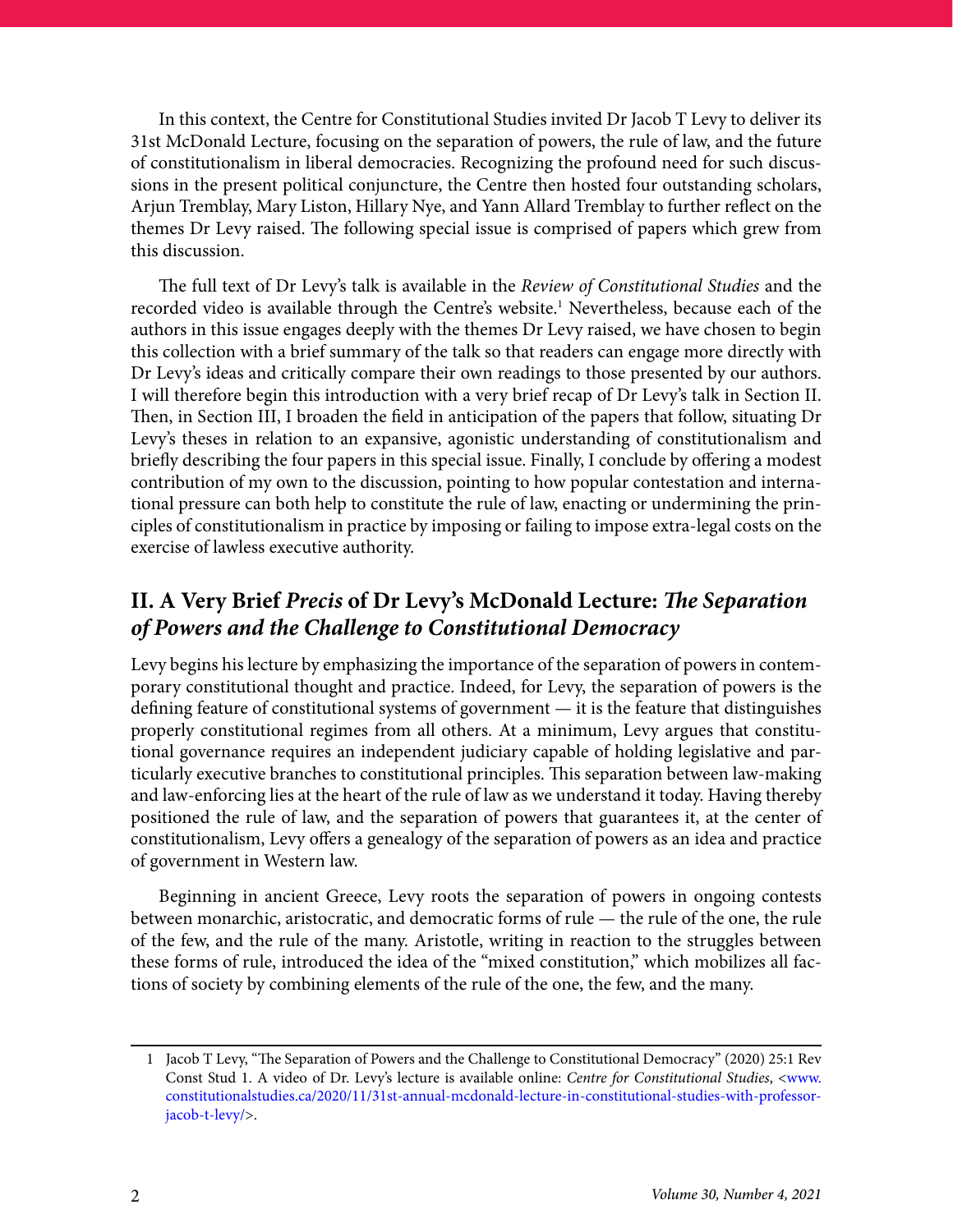In this context, the Centre for Constitutional Studies invited Dr Jacob T Levy to deliver its 31st McDonald Lecture, focusing on the separation of powers, the rule of law, and the future of constitutionalism in liberal democracies. Recognizing the profound need for such discussions in the present political conjuncture, the Centre then hosted four outstanding scholars, Arjun Tremblay, Mary Liston, Hillary Nye, and Yann Allard Tremblay to further reflect on the themes Dr Levy raised. The following special issue is comprised of papers which grew from this discussion.

The full text of Dr Levy's talk is available in the *Review of Constitutional Studies* and the recorded video is available through the Centre's website.[1] Nevertheless, because each of the authors in this issue engages deeply with the themes Dr Levy raised, we have chosen to begin this collection with a brief summary of the talk so that readers can engage more directly with Dr Levy's ideas and critically compare their own readings to those presented by our authors. I will therefore begin this introduction with a very brief recap of Dr Levy's talk in Section II. Then, in Section III, I broaden the field in anticipation of the papers that follow, situating Dr Levy's theses in relation to an expansive, agonistic understanding of constitutionalism and briefly describing the four papers in this special issue. Finally, I conclude by offering a modest contribution of my own to the discussion, pointing to how popular contestation and international pressure can both help to constitute the rule of law, enacting or undermining the principles of constitutionalism in practice by imposing or failing to impose extra-legal costs on the exercise of lawless executive authority.

## II. A Very Brief *Precis* of Dr Levy's McDonald Lecture: *The Separation of Powers and the Challenge to Constitutional Democracy*

Levy begins his lecture by emphasizing the importance of the separation of powers in contemporary constitutional thought and practice. Indeed, for Levy, the separation of powers is the defining feature of constitutional systems of government — it is the feature that distinguishes properly constitutional regimes from all others. At a minimum, Levy argues that constitutional governance requires an independent judiciary capable of holding legislative and particularly executive branches to constitutional principles. This separation between law-making and law-enforcing lies at the heart of the rule of law as we understand it today. Having thereby positioned the rule of law, and the separation of powers that guarantees it, at the center of constitutionalism, Levy offers a genealogy of the separation of powers as an idea and practice of government in Western law.

Beginning in ancient Greece, Levy roots the separation of powers in ongoing contests between monarchic, aristocratic, and democratic forms of rule — the rule of the one, the rule of the few, and the rule of the many. Aristotle, writing in reaction to the struggles between these forms of rule, introduced the idea of the "mixed constitution," which mobilizes all factions of society by combining elements of the rule of the one, the few, and the many.

---

[1] Jacob T Levy, "The Separation of Powers and the Challenge to Constitutional Democracy" (2020) 25:1 Rev Const Stud 1. A video of Dr. Levy's lecture is available online: *Centre for Constitutional Studies*, <www.constitutionalstudies.ca/2020/11/31st-annual-mcdonald-lecture-in-constitutional-studies-with-professor-jacob-t-levy/>.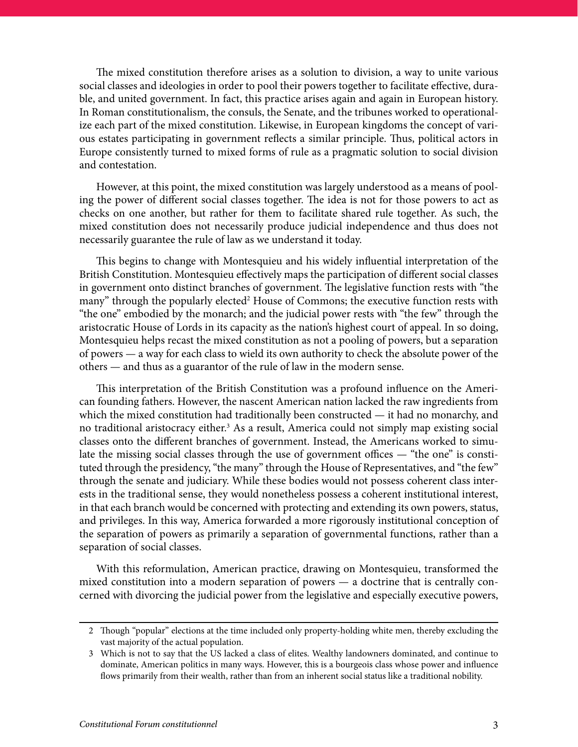The mixed constitution therefore arises as a solution to division, a way to unite various social classes and ideologies in order to pool their powers together to facilitate effective, durable, and united government. In fact, this practice arises again and again in European history. In Roman constitutionalism, the consuls, the Senate, and the tribunes worked to operationalize each part of the mixed constitution. Likewise, in European kingdoms the concept of various estates participating in government reflects a similar principle. Thus, political actors in Europe consistently turned to mixed forms of rule as a pragmatic solution to social division and contestation.

However, at this point, the mixed constitution was largely understood as a means of pooling the power of different social classes together. The idea is not for those powers to act as checks on one another, but rather for them to facilitate shared rule together. As such, the mixed constitution does not necessarily produce judicial independence and thus does not necessarily guarantee the rule of law as we understand it today.

This begins to change with Montesquieu and his widely influential interpretation of the British Constitution. Montesquieu effectively maps the participation of different social classes in government onto distinct branches of government. The legislative function rests with "the many" through the popularly elected[2] House of Commons; the executive function rests with "the one" embodied by the monarch; and the judicial power rests with "the few" through the aristocratic House of Lords in its capacity as the nation's highest court of appeal. In so doing, Montesquieu helps recast the mixed constitution as not a pooling of powers, but a separation of powers — a way for each class to wield its own authority to check the absolute power of the others — and thus as a guarantor of the rule of law in the modern sense.

This interpretation of the British Constitution was a profound influence on the American founding fathers. However, the nascent American nation lacked the raw ingredients from which the mixed constitution had traditionally been constructed — it had no monarchy, and no traditional aristocracy either.[3] As a result, America could not simply map existing social classes onto the different branches of government. Instead, the Americans worked to simulate the missing social classes through the use of government offices — "the one" is constituted through the presidency, "the many" through the House of Representatives, and "the few" through the senate and judiciary. While these bodies would not possess coherent class interests in the traditional sense, they would nonetheless possess a coherent institutional interest, in that each branch would be concerned with protecting and extending its own powers, status, and privileges. In this way, America forwarded a more rigorously institutional conception of the separation of powers as primarily a separation of governmental functions, rather than a separation of social classes.

With this reformulation, American practice, drawing on Montesquieu, transformed the mixed constitution into a modern separation of powers — a doctrine that is centrally concerned with divorcing the judicial power from the legislative and especially executive powers,

---

2 Though "popular" elections at the time included only property-holding white men, thereby excluding the vast majority of the actual population.

3 Which is not to say that the US lacked a class of elites. Wealthy landowners dominated, and continue to dominate, American politics in many ways. However, this is a bourgeois class whose power and influence flows primarily from their wealth, rather than from an inherent social status like a traditional nobility.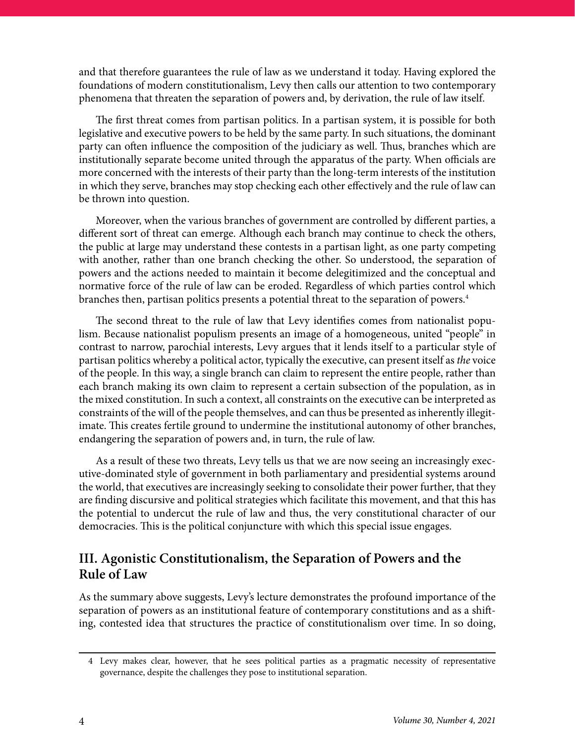and that therefore guarantees the rule of law as we understand it today. Having explored the foundations of modern constitutionalism, Levy then calls our attention to two contemporary phenomena that threaten the separation of powers and, by derivation, the rule of law itself.

The first threat comes from partisan politics. In a partisan system, it is possible for both legislative and executive powers to be held by the same party. In such situations, the dominant party can often influence the composition of the judiciary as well. Thus, branches which are institutionally separate become united through the apparatus of the party. When officials are more concerned with the interests of their party than the long-term interests of the institution in which they serve, branches may stop checking each other effectively and the rule of law can be thrown into question.

Moreover, when the various branches of government are controlled by different parties, a different sort of threat can emerge. Although each branch may continue to check the others, the public at large may understand these contests in a partisan light, as one party competing with another, rather than one branch checking the other. So understood, the separation of powers and the actions needed to maintain it become delegitimized and the conceptual and normative force of the rule of law can be eroded. Regardless of which parties control which branches then, partisan politics presents a potential threat to the separation of powers.[4]

The second threat to the rule of law that Levy identifies comes from nationalist populism. Because nationalist populism presents an image of a homogeneous, united "people" in contrast to narrow, parochial interests, Levy argues that it lends itself to a particular style of partisan politics whereby a political actor, typically the executive, can present itself as *the* voice of the people. In this way, a single branch can claim to represent the entire people, rather than each branch making its own claim to represent a certain subsection of the population, as in the mixed constitution. In such a context, all constraints on the executive can be interpreted as constraints of the will of the people themselves, and can thus be presented as inherently illegitimate. This creates fertile ground to undermine the institutional autonomy of other branches, endangering the separation of powers and, in turn, the rule of law.

As a result of these two threats, Levy tells us that we are now seeing an increasingly executive-dominated style of government in both parliamentary and presidential systems around the world, that executives are increasingly seeking to consolidate their power further, that they are finding discursive and political strategies which facilitate this movement, and that this has the potential to undercut the rule of law and thus, the very constitutional character of our democracies. This is the political conjuncture with which this special issue engages.

## III. Agonistic Constitutionalism, the Separation of Powers and the Rule of Law

As the summary above suggests, Levy's lecture demonstrates the profound importance of the separation of powers as an institutional feature of contemporary constitutions and as a shifting, contested idea that structures the practice of constitutionalism over time. In so doing,

---

4 Levy makes clear, however, that he sees political parties as a pragmatic necessity of representative governance, despite the challenges they pose to institutional separation.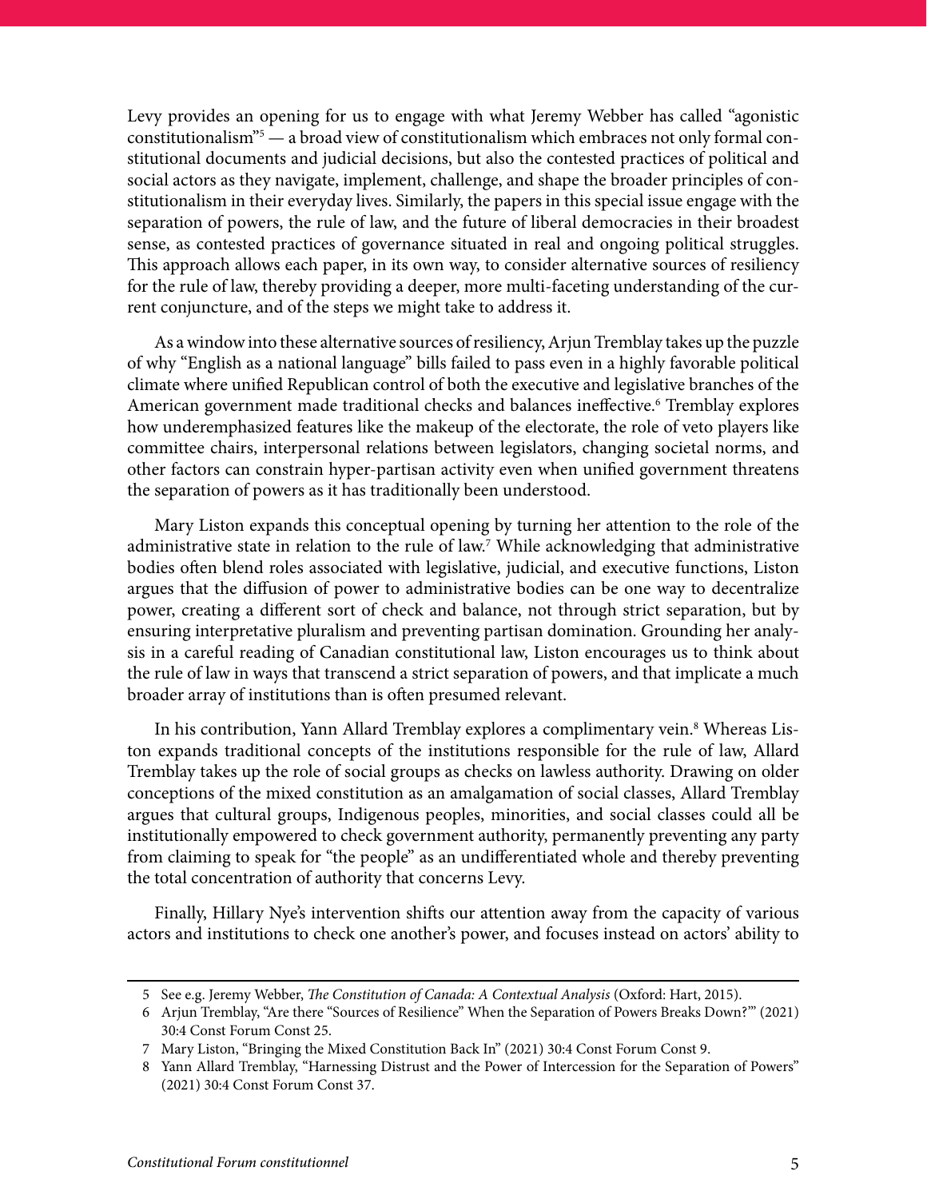Levy provides an opening for us to engage with what Jeremy Webber has called "agonistic constitutionalism"[5] — a broad view of constitutionalism which embraces not only formal constitutional documents and judicial decisions, but also the contested practices of political and social actors as they navigate, implement, challenge, and shape the broader principles of constitutionalism in their everyday lives. Similarly, the papers in this special issue engage with the separation of powers, the rule of law, and the future of liberal democracies in their broadest sense, as contested practices of governance situated in real and ongoing political struggles. This approach allows each paper, in its own way, to consider alternative sources of resiliency for the rule of law, thereby providing a deeper, more multi-faceting understanding of the current conjuncture, and of the steps we might take to address it.

As a window into these alternative sources of resiliency, Arjun Tremblay takes up the puzzle of why "English as a national language" bills failed to pass even in a highly favorable political climate where unified Republican control of both the executive and legislative branches of the American government made traditional checks and balances ineffective.[6] Tremblay explores how underemphasized features like the makeup of the electorate, the role of veto players like committee chairs, interpersonal relations between legislators, changing societal norms, and other factors can constrain hyper-partisan activity even when unified government threatens the separation of powers as it has traditionally been understood.

Mary Liston expands this conceptual opening by turning her attention to the role of the administrative state in relation to the rule of law.[7] While acknowledging that administrative bodies often blend roles associated with legislative, judicial, and executive functions, Liston argues that the diffusion of power to administrative bodies can be one way to decentralize power, creating a different sort of check and balance, not through strict separation, but by ensuring interpretative pluralism and preventing partisan domination. Grounding her analysis in a careful reading of Canadian constitutional law, Liston encourages us to think about the rule of law in ways that transcend a strict separation of powers, and that implicate a much broader array of institutions than is often presumed relevant.

In his contribution, Yann Allard Tremblay explores a complimentary vein.[8] Whereas Liston expands traditional concepts of the institutions responsible for the rule of law, Allard Tremblay takes up the role of social groups as checks on lawless authority. Drawing on older conceptions of the mixed constitution as an amalgamation of social classes, Allard Tremblay argues that cultural groups, Indigenous peoples, minorities, and social classes could all be institutionally empowered to check government authority, permanently preventing any party from claiming to speak for "the people" as an undifferentiated whole and thereby preventing the total concentration of authority that concerns Levy.

Finally, Hillary Nye's intervention shifts our attention away from the capacity of various actors and institutions to check one another's power, and focuses instead on actors' ability to

---

5 See e.g. Jeremy Webber, *The Constitution of Canada: A Contextual Analysis* (Oxford: Hart, 2015).

6 Arjun Tremblay, "Are there "Sources of Resilience" When the Separation of Powers Breaks Down?"" (2021) 30:4 Const Forum Const 25.

7 Mary Liston, "Bringing the Mixed Constitution Back In" (2021) 30:4 Const Forum Const 9.

8 Yann Allard Tremblay, "Harnessing Distrust and the Power of Intercession for the Separation of Powers" (2021) 30:4 Const Forum Const 37.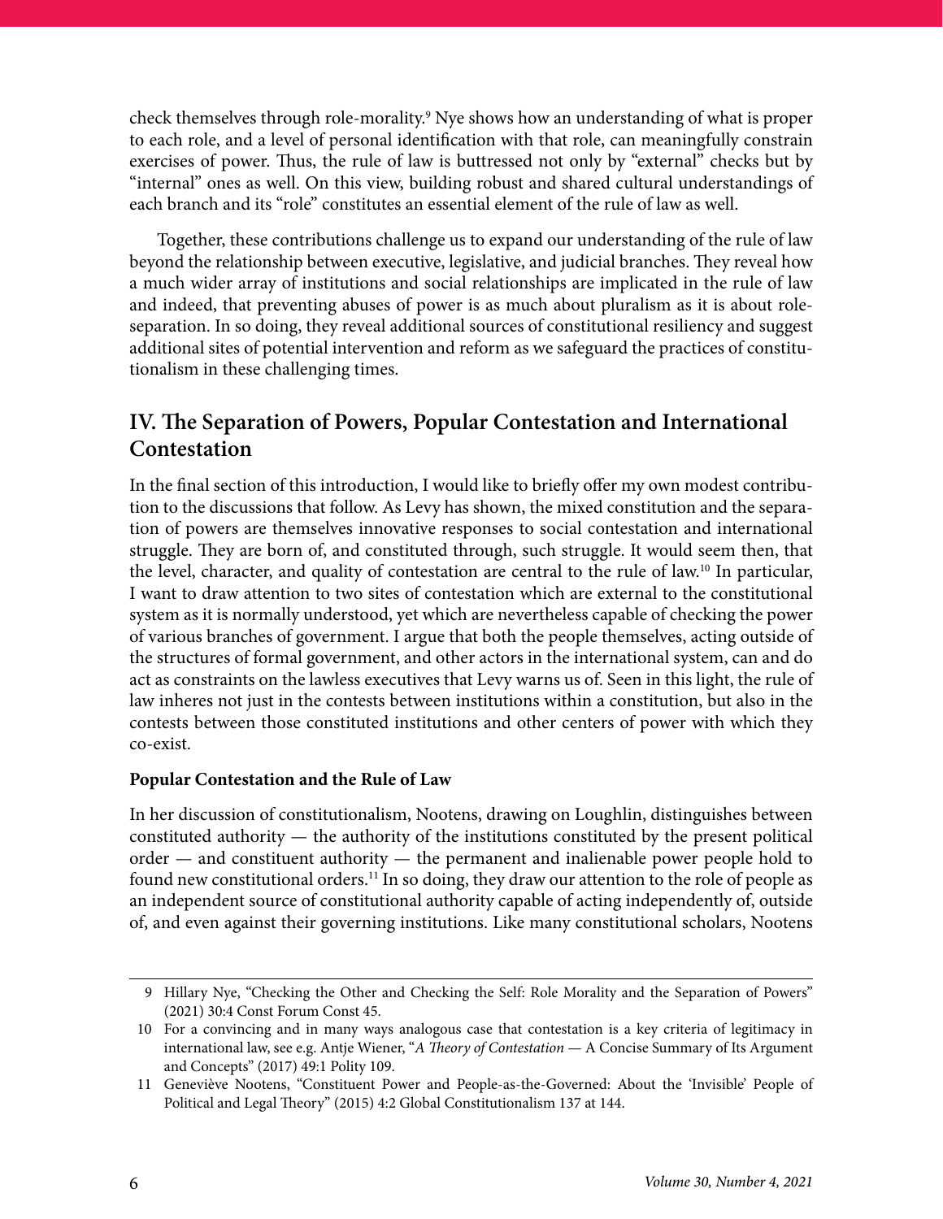check themselves through role-morality.[9] Nye shows how an understanding of what is proper to each role, and a level of personal identification with that role, can meaningfully constrain exercises of power. Thus, the rule of law is buttressed not only by "external" checks but by "internal" ones as well. On this view, building robust and shared cultural understandings of each branch and its "role" constitutes an essential element of the rule of law as well.

Together, these contributions challenge us to expand our understanding of the rule of law beyond the relationship between executive, legislative, and judicial branches. They reveal how a much wider array of institutions and social relationships are implicated in the rule of law and indeed, that preventing abuses of power is as much about pluralism as it is about role-separation. In so doing, they reveal additional sources of constitutional resiliency and suggest additional sites of potential intervention and reform as we safeguard the practices of constitutionalism in these challenging times.

## IV. The Separation of Powers, Popular Contestation and International Contestation

In the final section of this introduction, I would like to briefly offer my own modest contribution to the discussions that follow. As Levy has shown, the mixed constitution and the separation of powers are themselves innovative responses to social contestation and international struggle. They are born of, and constituted through, such struggle. It would seem then, that the level, character, and quality of contestation are central to the rule of law.[10] In particular, I want to draw attention to two sites of contestation which are external to the constitutional system as it is normally understood, yet which are nevertheless capable of checking the power of various branches of government. I argue that both the people themselves, acting outside of the structures of formal government, and other actors in the international system, can and do act as constraints on the lawless executives that Levy warns us of. Seen in this light, the rule of law inheres not just in the contests between institutions within a constitution, but also in the contests between those constituted institutions and other centers of power with which they co-exist.

**Popular Contestation and the Rule of Law**

In her discussion of constitutionalism, Nootens, drawing on Loughlin, distinguishes between constituted authority — the authority of the institutions constituted by the present political order — and constituent authority — the permanent and inalienable power people hold to found new constitutional orders.[11] In so doing, they draw our attention to the role of people as an independent source of constitutional authority capable of acting independently of, outside of, and even against their governing institutions. Like many constitutional scholars, Nootens

---

9 Hillary Nye, "Checking the Other and Checking the Self: Role Morality and the Separation of Powers" (2021) 30:4 Const Forum Const 45.

10 For a convincing and in many ways analogous case that contestation is a key criteria of legitimacy in international law, see e.g. Antje Wiener, "*A Theory of Contestation* — A Concise Summary of Its Argument and Concepts" (2017) 49:1 Polity 109.

11 Geneviève Nootens, "Constituent Power and People-as-the-Governed: About the 'Invisible' People of Political and Legal Theory" (2015) 4:2 Global Constitutionalism 137 at 144.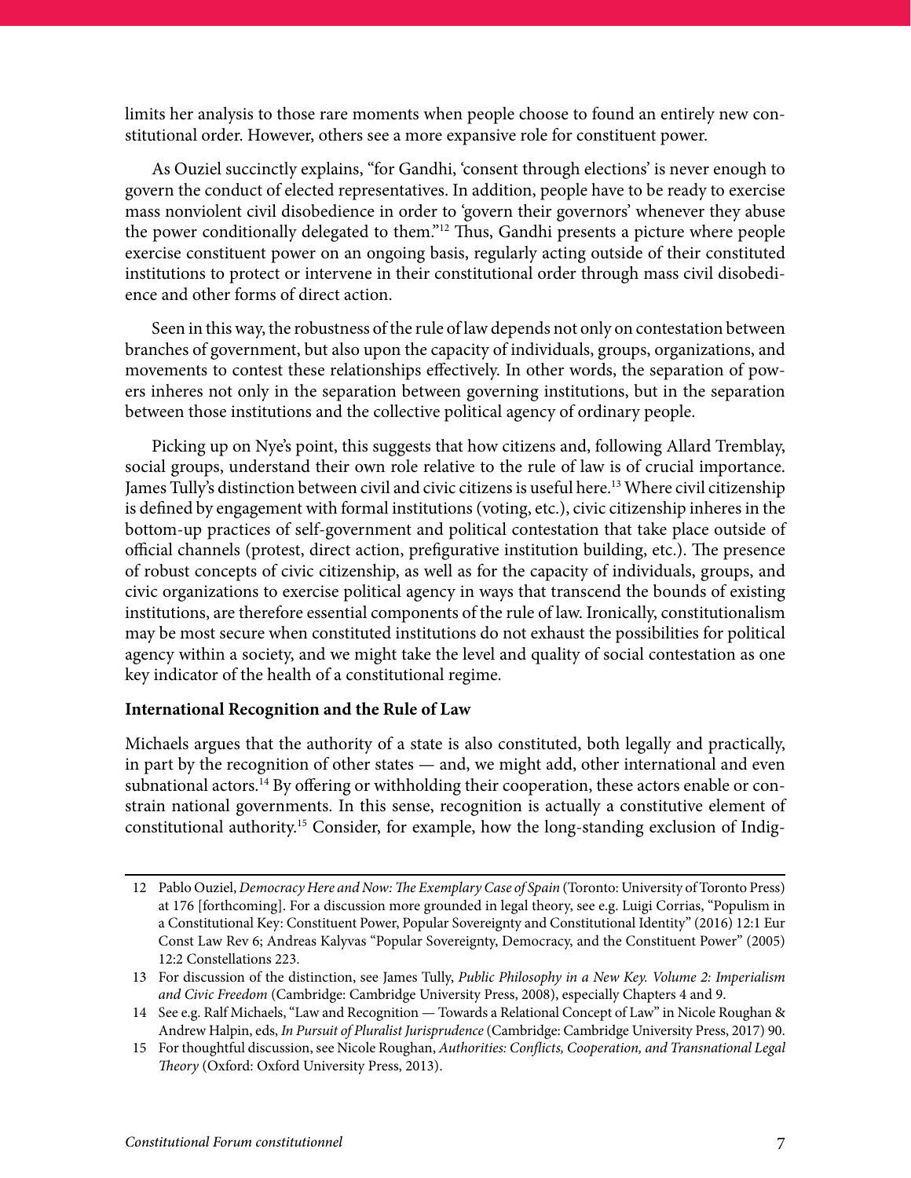limits her analysis to those rare moments when people choose to found an entirely new constitutional order. However, others see a more expansive role for constituent power.

As Ouziel succinctly explains, "for Gandhi, 'consent through elections' is never enough to govern the conduct of elected representatives. In addition, people have to be ready to exercise mass nonviolent civil disobedience in order to 'govern their governors' whenever they abuse the power conditionally delegated to them."[12] Thus, Gandhi presents a picture where people exercise constituent power on an ongoing basis, regularly acting outside of their constituted institutions to protect or intervene in their constitutional order through mass civil disobedience and other forms of direct action.

Seen in this way, the robustness of the rule of law depends not only on contestation between branches of government, but also upon the capacity of individuals, groups, organizations, and movements to contest these relationships effectively. In other words, the separation of powers inheres not only in the separation between governing institutions, but in the separation between those institutions and the collective political agency of ordinary people.

Picking up on Nye's point, this suggests that how citizens and, following Allard Tremblay, social groups, understand their own role relative to the rule of law is of crucial importance. James Tully's distinction between civil and civic citizens is useful here.[13] Where civil citizenship is defined by engagement with formal institutions (voting, etc.), civic citizenship inheres in the bottom-up practices of self-government and political contestation that take place outside of official channels (protest, direct action, prefigurative institution building, etc.). The presence of robust concepts of civic citizenship, as well as for the capacity of individuals, groups, and civic organizations to exercise political agency in ways that transcend the bounds of existing institutions, are therefore essential components of the rule of law. Ironically, constitutionalism may be most secure when constituted institutions do not exhaust the possibilities for political agency within a society, and we might take the level and quality of social contestation as one key indicator of the health of a constitutional regime.

**International Recognition and the Rule of Law**

Michaels argues that the authority of a state is also constituted, both legally and practically, in part by the recognition of other states — and, we might add, other international and even subnational actors.[14] By offering or withholding their cooperation, these actors enable or constrain national governments. In this sense, recognition is actually a constitutive element of constitutional authority.[15] Consider, for example, how the long-standing exclusion of Indig-

---

12 Pablo Ouziel, *Democracy Here and Now: The Exemplary Case of Spain* (Toronto: University of Toronto Press) at 176 [forthcoming]. For a discussion more grounded in legal theory, see e.g. Luigi Corrias, "Populism in a Constitutional Key: Constituent Power, Popular Sovereignty and Constitutional Identity" (2016) 12:1 Eur Const Law Rev 6; Andreas Kalyvas "Popular Sovereignty, Democracy, and the Constituent Power" (2005) 12:2 Constellations 223.

13 For discussion of the distinction, see James Tully, *Public Philosophy in a New Key. Volume 2: Imperialism and Civic Freedom* (Cambridge: Cambridge University Press, 2008), especially Chapters 4 and 9.

14 See e.g. Ralf Michaels, "Law and Recognition — Towards a Relational Concept of Law" in Nicole Roughan & Andrew Halpin, eds, *In Pursuit of Pluralist Jurisprudence* (Cambridge: Cambridge University Press, 2017) 90.

15 For thoughtful discussion, see Nicole Roughan, *Authorities: Conflicts, Cooperation, and Transnational Legal Theory* (Oxford: Oxford University Press, 2013).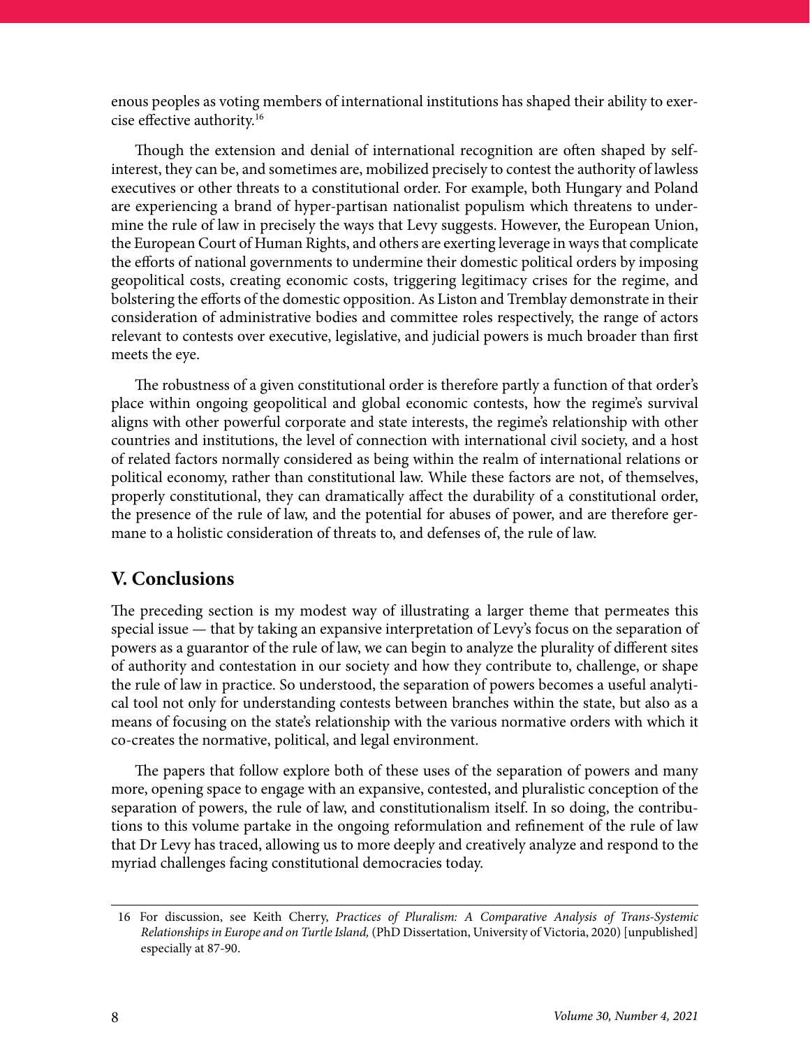enous peoples as voting members of international institutions has shaped their ability to exercise effective authority.[16]

Though the extension and denial of international recognition are often shaped by self-interest, they can be, and sometimes are, mobilized precisely to contest the authority of lawless executives or other threats to a constitutional order. For example, both Hungary and Poland are experiencing a brand of hyper-partisan nationalist populism which threatens to undermine the rule of law in precisely the ways that Levy suggests. However, the European Union, the European Court of Human Rights, and others are exerting leverage in ways that complicate the efforts of national governments to undermine their domestic political orders by imposing geopolitical costs, creating economic costs, triggering legitimacy crises for the regime, and bolstering the efforts of the domestic opposition. As Liston and Tremblay demonstrate in their consideration of administrative bodies and committee roles respectively, the range of actors relevant to contests over executive, legislative, and judicial powers is much broader than first meets the eye.

The robustness of a given constitutional order is therefore partly a function of that order's place within ongoing geopolitical and global economic contests, how the regime's survival aligns with other powerful corporate and state interests, the regime's relationship with other countries and institutions, the level of connection with international civil society, and a host of related factors normally considered as being within the realm of international relations or political economy, rather than constitutional law. While these factors are not, of themselves, properly constitutional, they can dramatically affect the durability of a constitutional order, the presence of the rule of law, and the potential for abuses of power, and are therefore germane to a holistic consideration of threats to, and defenses of, the rule of law.

## V. Conclusions

The preceding section is my modest way of illustrating a larger theme that permeates this special issue — that by taking an expansive interpretation of Levy's focus on the separation of powers as a guarantor of the rule of law, we can begin to analyze the plurality of different sites of authority and contestation in our society and how they contribute to, challenge, or shape the rule of law in practice. So understood, the separation of powers becomes a useful analytical tool not only for understanding contests between branches within the state, but also as a means of focusing on the state's relationship with the various normative orders with which it co-creates the normative, political, and legal environment.

The papers that follow explore both of these uses of the separation of powers and many more, opening space to engage with an expansive, contested, and pluralistic conception of the separation of powers, the rule of law, and constitutionalism itself. In so doing, the contributions to this volume partake in the ongoing reformulation and refinement of the rule of law that Dr Levy has traced, allowing us to more deeply and creatively analyze and respond to the myriad challenges facing constitutional democracies today.

---

16 For discussion, see Keith Cherry, *Practices of Pluralism: A Comparative Analysis of Trans-Systemic Relationships in Europe and on Turtle Island,* (PhD Dissertation, University of Victoria, 2020) [unpublished] especially at 87-90.